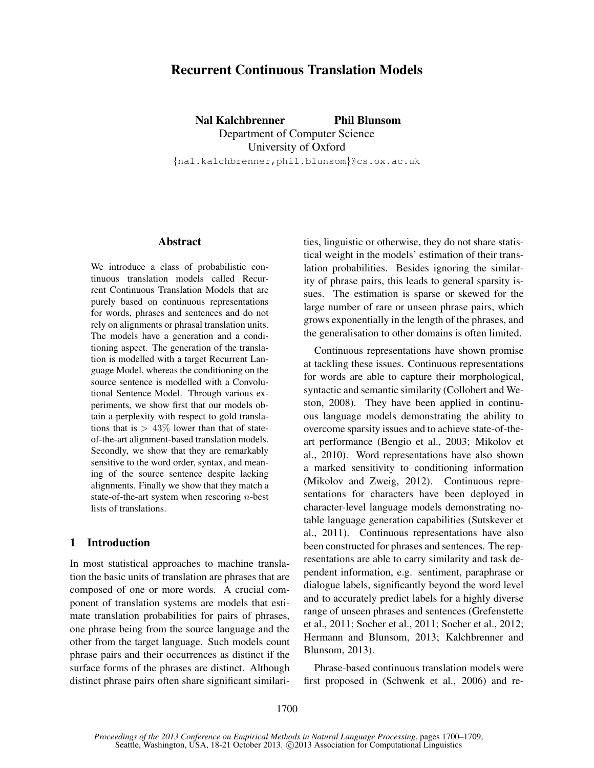# Recurrent Continuous Translation Models

**Nal Kalchbrenner** **Phil Blunsom**
Department of Computer Science
University of Oxford
{nal.kalchbrenner,phil.blunsom}@cs.ox.ac.uk

## Abstract

We introduce a class of probabilistic continuous translation models called Recurrent Continuous Translation Models that are purely based on continuous representations for words, phrases and sentences and do not rely on alignments or phrasal translation units. The models have a generation and a conditioning aspect. The generation of the translation is modelled with a target Recurrent Language Model, whereas the conditioning on the source sentence is modelled with a Convolutional Sentence Model. Through various experiments, we show first that our models obtain a perplexity with respect to gold translations that is $> 43\%$ lower than that of state-of-the-art alignment-based translation models. Secondly, we show that they are remarkably sensitive to the word order, syntax, and meaning of the source sentence despite lacking alignments. Finally we show that they match a state-of-the-art system when rescoring $n$-best lists of translations.

## 1 Introduction

In most statistical approaches to machine translation the basic units of translation are phrases that are composed of one or more words. A crucial component of translation systems are models that estimate translation probabilities for pairs of phrases, one phrase being from the source language and the other from the target language. Such models count phrase pairs and their occurrences as distinct if the surface forms of the phrases are distinct. Although distinct phrase pairs often share significant similarities, linguistic or otherwise, they do not share statistical weight in the models' estimation of their translation probabilities. Besides ignoring the similarity of phrase pairs, this leads to general sparsity issues. The estimation is sparse or skewed for the large number of rare or unseen phrase pairs, which grows exponentially in the length of the phrases, and the generalisation to other domains is often limited.

Continuous representations have shown promise at tackling these issues. Continuous representations for words are able to capture their morphological, syntactic and semantic similarity (Collobert and Weston, 2008). They have been applied in continuous language models demonstrating the ability to overcome sparsity issues and to achieve state-of-the-art performance (Bengio et al., 2003; Mikolov et al., 2010). Word representations have also shown a marked sensitivity to conditioning information (Mikolov and Zweig, 2012). Continuous representations for characters have been deployed in character-level language models demonstrating notable language generation capabilities (Sutskever et al., 2011). Continuous representations have also been constructed for phrases and sentences. The representations are able to carry similarity and task dependent information, e.g. sentiment, paraphrase or dialogue labels, significantly beyond the word level and to accurately predict labels for a highly diverse range of unseen phrases and sentences (Grefenstette et al., 2011; Socher et al., 2011; Socher et al., 2012; Hermann and Blunsom, 2013; Kalchbrenner and Blunsom, 2013).

Phrase-based continuous translation models were first proposed in (Schwenk et al., 2006) and re-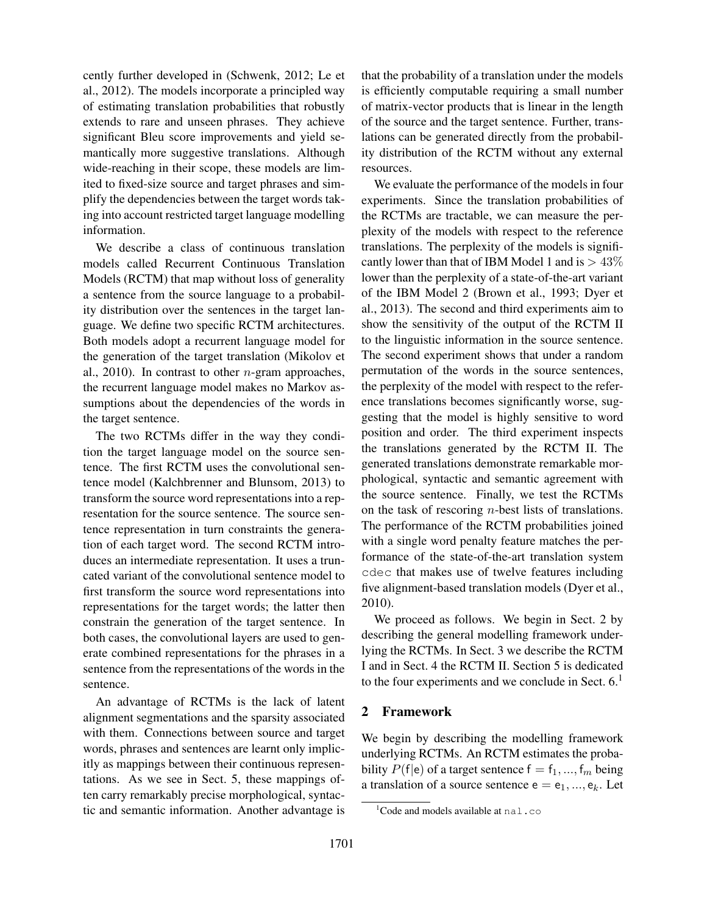cently further developed in (Schwenk, 2012; Le et al., 2012). The models incorporate a principled way of estimating translation probabilities that robustly extends to rare and unseen phrases. They achieve significant Bleu score improvements and yield semantically more suggestive translations. Although wide-reaching in their scope, these models are limited to fixed-size source and target phrases and simplify the dependencies between the target words taking into account restricted target language modelling information.

We describe a class of continuous translation models called Recurrent Continuous Translation Models (RCTM) that map without loss of generality a sentence from the source language to a probability distribution over the sentences in the target language. We define two specific RCTM architectures. Both models adopt a recurrent language model for the generation of the target translation (Mikolov et al., 2010). In contrast to other $n$-gram approaches, the recurrent language model makes no Markov assumptions about the dependencies of the words in the target sentence.

The two RCTMs differ in the way they condition the target language model on the source sentence. The first RCTM uses the convolutional sentence model (Kalchbrenner and Blunsom, 2013) to transform the source word representations into a representation for the source sentence. The source sentence representation in turn constraints the generation of each target word. The second RCTM introduces an intermediate representation. It uses a truncated variant of the convolutional sentence model to first transform the source word representations into representations for the target words; the latter then constrain the generation of the target sentence. In both cases, the convolutional layers are used to generate combined representations for the phrases in a sentence from the representations of the words in the sentence.

An advantage of RCTMs is the lack of latent alignment segmentations and the sparsity associated with them. Connections between source and target words, phrases and sentences are learnt only implicitly as mappings between their continuous representations. As we see in Sect. 5, these mappings often carry remarkably precise morphological, syntactic and semantic information. Another advantage is that the probability of a translation under the models is efficiently computable requiring a small number of matrix-vector products that is linear in the length of the source and the target sentence. Further, translations can be generated directly from the probability distribution of the RCTM without any external resources.

We evaluate the performance of the models in four experiments. Since the translation probabilities of the RCTMs are tractable, we can measure the perplexity of the models with respect to the reference translations. The perplexity of the models is significantly lower than that of IBM Model 1 and is $> 43\%$ lower than the perplexity of a state-of-the-art variant of the IBM Model 2 (Brown et al., 1993; Dyer et al., 2013). The second and third experiments aim to show the sensitivity of the output of the RCTM II to the linguistic information in the source sentence. The second experiment shows that under a random permutation of the words in the source sentences, the perplexity of the model with respect to the reference translations becomes significantly worse, suggesting that the model is highly sensitive to word position and order. The third experiment inspects the translations generated by the RCTM II. The generated translations demonstrate remarkable morphological, syntactic and semantic agreement with the source sentence. Finally, we test the RCTMs on the task of rescoring $n$-best lists of translations. The performance of the RCTM probabilities joined with a single word penalty feature matches the performance of the state-of-the-art translation system `cdec` that makes use of twelve features including five alignment-based translation models (Dyer et al., 2010).

We proceed as follows. We begin in Sect. 2 by describing the general modelling framework underlying the RCTMs. In Sect. 3 we describe the RCTM I and in Sect. 4 the RCTM II. Section 5 is dedicated to the four experiments and we conclude in Sect. 6.[1]

## 2 Framework

We begin by describing the modelling framework underlying RCTMs. An RCTM estimates the probability $P(\mathsf{f}|\mathsf{e})$ of a target sentence $\mathsf{f} = \mathsf{f}_1, ..., \mathsf{f}_m$ being a translation of a source sentence $\mathsf{e} = \mathsf{e}_1, ..., \mathsf{e}_k$. Let

[1] Code and models available at `nal.co`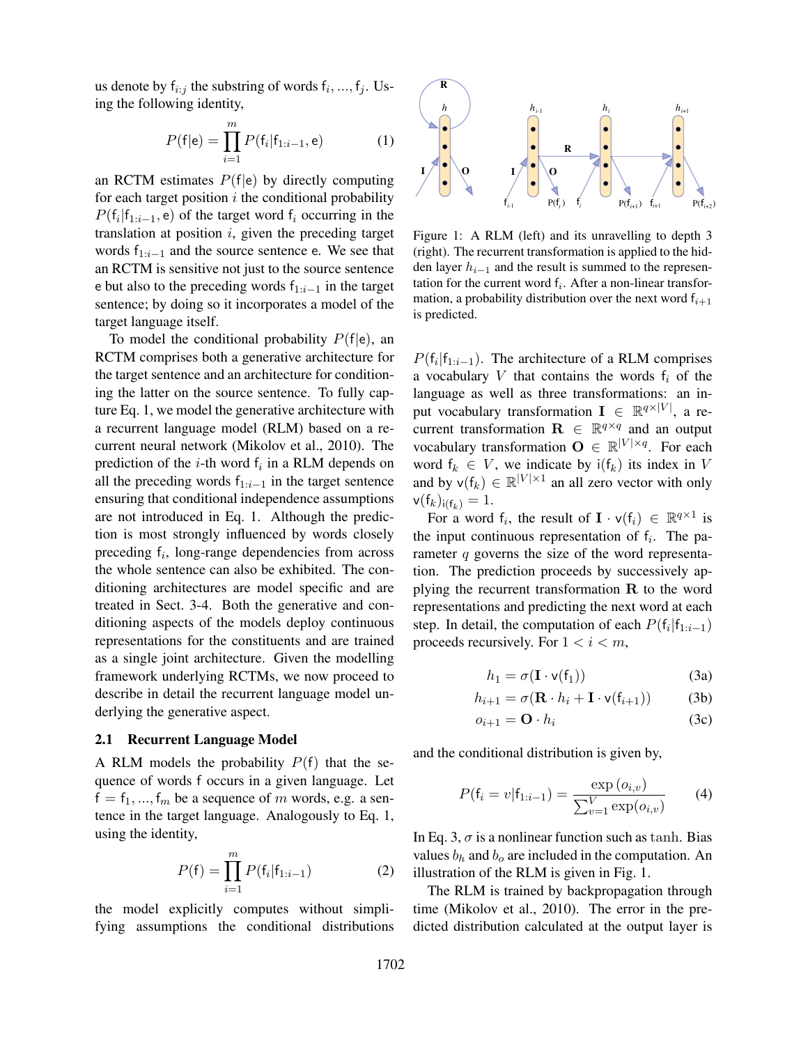us denote by $\mathsf{f}_{i:j}$ the substring of words $\mathsf{f}_i, ..., \mathsf{f}_j$. Using the following identity,

$$P(\mathsf{f}|\mathsf{e}) = \prod_{i=1}^{m} P(\mathsf{f}_i|\mathsf{f}_{1:i-1}, \mathsf{e}) \tag{1}$$

an RCTM estimates $P(\mathsf{f}|\mathsf{e})$ by directly computing for each target position $i$ the conditional probability $P(\mathsf{f}_i|\mathsf{f}_{1:i-1}, \mathsf{e})$ of the target word $\mathsf{f}_i$ occurring in the translation at position $i$, given the preceding target words $\mathsf{f}_{1:i-1}$ and the source sentence $\mathsf{e}$. We see that an RCTM is sensitive not just to the source sentence $\mathsf{e}$ but also to the preceding words $\mathsf{f}_{1:i-1}$ in the target sentence; by doing so it incorporates a model of the target language itself.

To model the conditional probability $P(\mathsf{f}|\mathsf{e})$, an RCTM comprises both a generative architecture for the target sentence and an architecture for conditioning the latter on the source sentence. To fully capture Eq. 1, we model the generative architecture with a recurrent language model (RLM) based on a recurrent neural network (Mikolov et al., 2010). The prediction of the $i$-th word $\mathsf{f}_i$ in a RLM depends on all the preceding words $\mathsf{f}_{1:i-1}$ in the target sentence ensuring that conditional independence assumptions are not introduced in Eq. 1. Although the prediction is most strongly influenced by words closely preceding $\mathsf{f}_i$, long-range dependencies from across the whole sentence can also be exhibited. The conditioning architectures are model specific and are treated in Sect. 3-4. Both the generative and conditioning aspects of the models deploy continuous representations for the constituents and are trained as a single joint architecture. Given the modelling framework underlying RCTMs, we now proceed to describe in detail the recurrent language model underlying the generative aspect.

### 2.1 Recurrent Language Model

A RLM models the probability $P(\mathsf{f})$ that the sequence of words $\mathsf{f}$ occurs in a given language. Let $\mathsf{f} = \mathsf{f}_1, ..., \mathsf{f}_m$ be a sequence of $m$ words, e.g. a sentence in the target language. Analogously to Eq. 1, using the identity,

$$P(\mathsf{f}) = \prod_{i=1}^{m} P(\mathsf{f}_i|\mathsf{f}_{1:i-1}) \tag{2}$$

the model explicitly computes without simplifying assumptions the conditional distributions $P(\mathsf{f}_i|\mathsf{f}_{1:i-1})$. The architecture of a RLM comprises a vocabulary $V$ that contains the words $\mathsf{f}_i$ of the language as well as three transformations: an input vocabulary transformation $\mathbf{I} \in \mathbb{R}^{q \times |V|}$, a recurrent transformation $\mathbf{R} \in \mathbb{R}^{q \times q}$ and an output vocabulary transformation $\mathbf{O} \in \mathbb{R}^{|V| \times q}$. For each word $\mathsf{f}_k \in V$, we indicate by $\mathsf{i}(\mathsf{f}_k)$ its index in $V$ and by $\mathsf{v}(\mathsf{f}_k) \in \mathbb{R}^{|V| \times 1}$ an all zero vector with only $\mathsf{v}(\mathsf{f}_k)_{\mathsf{i}(\mathsf{f}_k)} = 1$.

Figure 1: A RLM (left) and its unravelling to depth 3 (right). The recurrent transformation is applied to the hidden layer $h_{i-1}$ and the result is summed to the representation for the current word $\mathsf{f}_i$. After a non-linear transformation, a probability distribution over the next word $\mathsf{f}_{i+1}$ is predicted.

For a word $\mathsf{f}_i$, the result of $\mathbf{I} \cdot \mathsf{v}(\mathsf{f}_i) \in \mathbb{R}^{q \times 1}$ is the input continuous representation of $\mathsf{f}_i$. The parameter $q$ governs the size of the word representation. The prediction proceeds by successively applying the recurrent transformation $\mathbf{R}$ to the word representations and predicting the next word at each step. In detail, the computation of each $P(\mathsf{f}_i|\mathsf{f}_{1:i-1})$ proceeds recursively. For $1 < i < m$,

$$h_1 = \sigma(\mathbf{I} \cdot \mathsf{v}(\mathsf{f}_1)) \tag{3a}$$

$$h_{i+1} = \sigma(\mathbf{R} \cdot h_i + \mathbf{I} \cdot \mathsf{v}(\mathsf{f}_{i+1})) \tag{3b}$$

$$o_{i+1} = \mathbf{O} \cdot h_i \tag{3c}$$

and the conditional distribution is given by,

$$P(\mathsf{f}_i = v|\mathsf{f}_{1:i-1}) = \frac{\exp(o_{i,v})}{\sum_{v=1}^{V} \exp(o_{i,v})} \tag{4}$$

In Eq. 3, $\sigma$ is a nonlinear function such as $\tanh$. Bias values $b_h$ and $b_o$ are included in the computation. An illustration of the RLM is given in Fig. 1.

The RLM is trained by backpropagation through time (Mikolov et al., 2010). The error in the predicted distribution calculated at the output layer is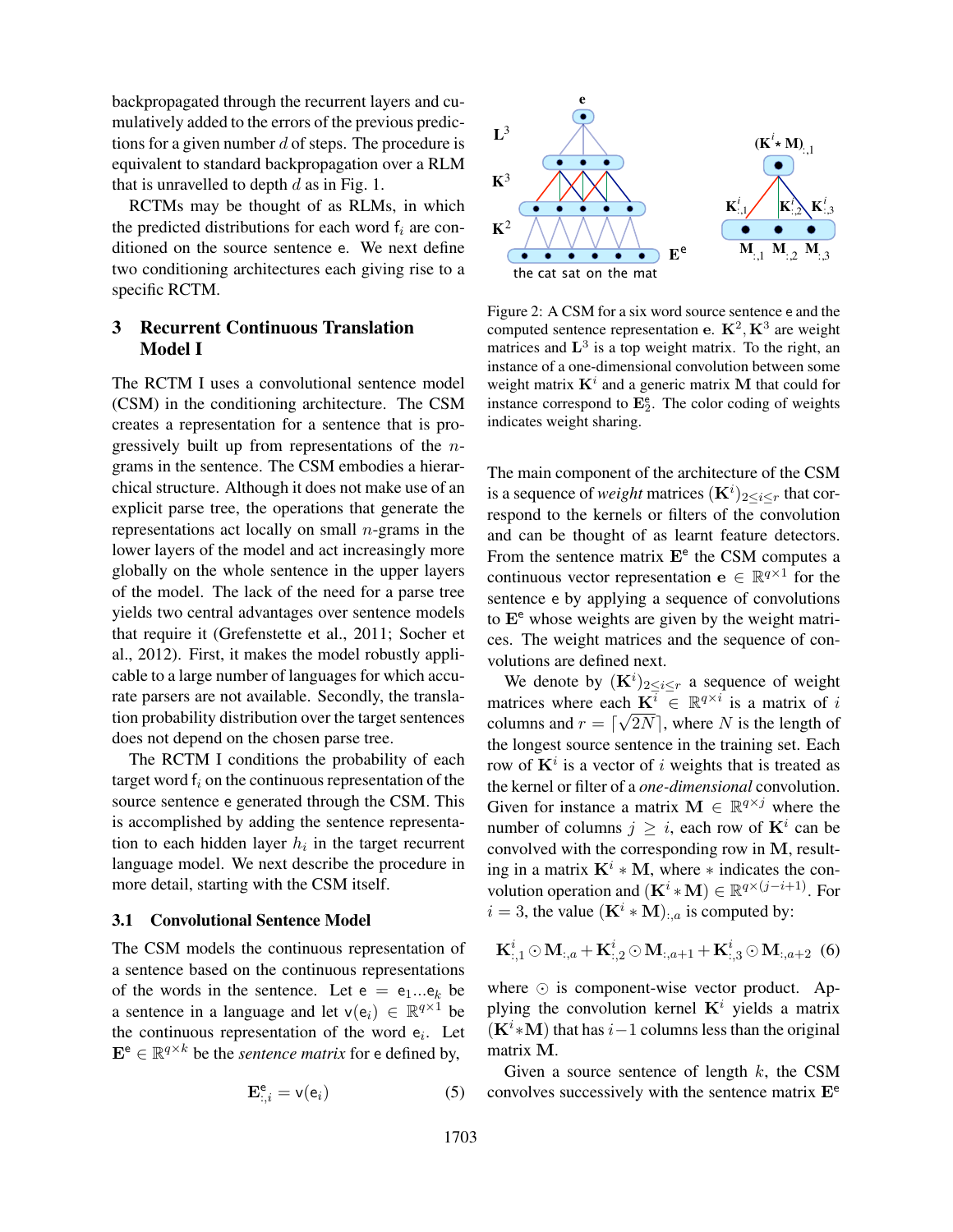backpropagated through the recurrent layers and cumulatively added to the errors of the previous predictions for a given number $d$ of steps. The procedure is equivalent to standard backpropagation over a RLM that is unravelled to depth $d$ as in Fig. 1.

RCTMs may be thought of as RLMs, in which the predicted distributions for each word $\mathsf{f}_i$ are conditioned on the source sentence $\mathsf{e}$. We next define two conditioning architectures each giving rise to a specific RCTM.

## 3 Recurrent Continuous Translation Model I

The RCTM I uses a convolutional sentence model (CSM) in the conditioning architecture. The CSM creates a representation for a sentence that is progressively built up from representations of the $n$-grams in the sentence. The CSM embodies a hierarchical structure. Although it does not make use of an explicit parse tree, the operations that generate the representations act locally on small $n$-grams in the lower layers of the model and act increasingly more globally on the whole sentence in the upper layers of the model. The lack of the need for a parse tree yields two central advantages over sentence models that require it (Grefenstette et al., 2011; Socher et al., 2012). First, it makes the model robustly applicable to a large number of languages for which accurate parsers are not available. Secondly, the translation probability distribution over the target sentences does not depend on the chosen parse tree.

The RCTM I conditions the probability of each target word $\mathsf{f}_i$ on the continuous representation of the source sentence $\mathsf{e}$ generated through the CSM. This is accomplished by adding the sentence representation to each hidden layer $h_i$ in the target recurrent language model. We next describe the procedure in more detail, starting with the CSM itself.

### 3.1 Convolutional Sentence Model

The CSM models the continuous representation of a sentence based on the continuous representations of the words in the sentence. Let $\mathsf{e} = \mathsf{e}_1 ... \mathsf{e}_k$ be a sentence in a language and let $\mathsf{v}(\mathsf{e}_i) \in \mathbb{R}^{q \times 1}$ be the continuous representation of the word $\mathsf{e}_i$. Let $\mathbf{E}^\mathsf{e} \in \mathbb{R}^{q \times k}$ be the *sentence matrix* for $\mathsf{e}$ defined by,

$$\mathbf{E}^\mathsf{e}_{:,i} = \mathsf{v}(\mathsf{e}_i) \tag{5}$$

Figure 2: A CSM for a six word source sentence $\mathsf{e}$ and the computed sentence representation $\mathbf{e}$. $\mathbf{K}^2, \mathbf{K}^3$ are weight matrices and $\mathbf{L}^3$ is a top weight matrix. To the right, an instance of a one-dimensional convolution between some weight matrix $\mathbf{K}^i$ and a generic matrix $\mathbf{M}$ that could for instance correspond to $\mathbf{E}^\mathsf{e}_2$. The color coding of weights indicates weight sharing.

The main component of the architecture of the CSM is a sequence of *weight* matrices $(\mathbf{K}^i)_{2 \leq i \leq r}$ that correspond to the kernels or filters of the convolution and can be thought of as learnt feature detectors. From the sentence matrix $\mathbf{E}^\mathsf{e}$ the CSM computes a continuous vector representation $\mathbf{e} \in \mathbb{R}^{q \times 1}$ for the sentence $\mathsf{e}$ by applying a sequence of convolutions to $\mathbf{E}^\mathsf{e}$ whose weights are given by the weight matrices. The weight matrices and the sequence of convolutions are defined next.

We denote by $(\mathbf{K}^i)_{2 \leq i \leq r}$ a sequence of weight matrices where each $\mathbf{K}^i \in \mathbb{R}^{q \times i}$ is a matrix of $i$ columns and $r = \lceil \sqrt{2N} \rceil$, where $N$ is the length of the longest source sentence in the training set. Each row of $\mathbf{K}^i$ is a vector of $i$ weights that is treated as the kernel or filter of a *one-dimensional* convolution. Given for instance a matrix $\mathbf{M} \in \mathbb{R}^{q \times j}$ where the number of columns $j \geq i$, each row of $\mathbf{K}^i$ can be convolved with the corresponding row in $\mathbf{M}$, resulting in a matrix $\mathbf{K}^i * \mathbf{M}$, where $*$ indicates the convolution operation and $(\mathbf{K}^i * \mathbf{M}) \in \mathbb{R}^{q \times (j-i+1)}$. For $i = 3$, the value $(\mathbf{K}^i * \mathbf{M})_{:,a}$ is computed by:

$$\mathbf{K}^i_{:,1} \odot \mathbf{M}_{:,a} + \mathbf{K}^i_{:,2} \odot \mathbf{M}_{:,a+1} + \mathbf{K}^i_{:,3} \odot \mathbf{M}_{:,a+2} \tag{6}$$

where $\odot$ is component-wise vector product. Applying the convolution kernel $\mathbf{K}^i$ yields a matrix $(\mathbf{K}^i * \mathbf{M})$ that has $i-1$ columns less than the original matrix $\mathbf{M}$.

Given a source sentence of length $k$, the CSM convolves successively with the sentence matrix $\mathbf{E}^\mathsf{e}$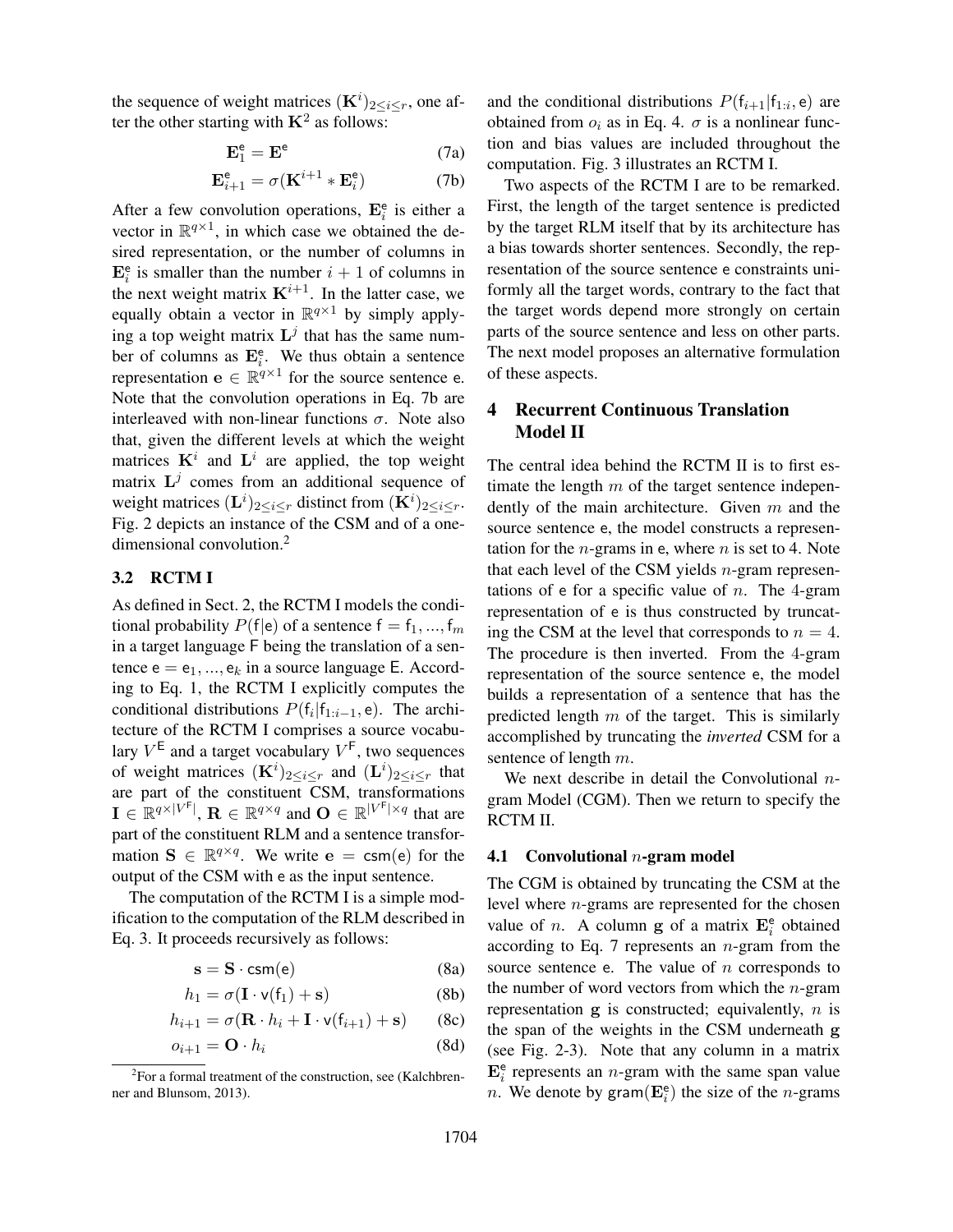the sequence of weight matrices $(\mathbf{K}^i)_{2 \leq i \leq r}$, one after the other starting with $\mathbf{K}^2$ as follows:

$$\mathbf{E}_1^{\mathsf{e}} = \mathbf{E}^{\mathsf{e}} \tag{7a}$$

$$\mathbf{E}_{i+1}^{\mathsf{e}} = \sigma(\mathbf{K}^{i+1} * \mathbf{E}_i^{\mathsf{e}}) \tag{7b}$$

After a few convolution operations, $\mathbf{E}_i^{\mathsf{e}}$ is either a vector in $\mathbb{R}^{q \times 1}$, in which case we obtained the desired representation, or the number of columns in $\mathbf{E}_i^{\mathsf{e}}$ is smaller than the number $i+1$ of columns in the next weight matrix $\mathbf{K}^{i+1}$. In the latter case, we equally obtain a vector in $\mathbb{R}^{q \times 1}$ by simply applying a top weight matrix $\mathbf{L}^j$ that has the same number of columns as $\mathbf{E}_i^{\mathsf{e}}$. We thus obtain a sentence representation $\mathbf{e} \in \mathbb{R}^{q \times 1}$ for the source sentence e. Note that the convolution operations in Eq. 7b are interleaved with non-linear functions $\sigma$. Note also that, given the different levels at which the weight matrices $\mathbf{K}^i$ and $\mathbf{L}^i$ are applied, the top weight matrix $\mathbf{L}^j$ comes from an additional sequence of weight matrices $(\mathbf{L}^i)_{2 \leq i \leq r}$ distinct from $(\mathbf{K}^i)_{2 \leq i \leq r}$. Fig. 2 depicts an instance of the CSM and of a one-dimensional convolution.[2]

### 3.2 RCTM I

As defined in Sect. 2, the RCTM I models the conditional probability $P(\mathsf{f}|\mathsf{e})$ of a sentence $\mathsf{f} = \mathsf{f}_1, ..., \mathsf{f}_m$ in a target language F being the translation of a sentence $\mathsf{e} = \mathsf{e}_1, ..., \mathsf{e}_k$ in a source language E. According to Eq. 1, the RCTM I explicitly computes the conditional distributions $P(\mathsf{f}_i|\mathsf{f}_{1:i-1}, \mathsf{e})$. The architecture of the RCTM I comprises a source vocabulary $V^{\mathsf{E}}$ and a target vocabulary $V^{\mathsf{F}}$, two sequences of weight matrices $(\mathbf{K}^i)_{2 \leq i \leq r}$ and $(\mathbf{L}^i)_{2 \leq i \leq r}$ that are part of the constituent CSM, transformations $\mathbf{I} \in \mathbb{R}^{q \times |V^{\mathsf{F}}|}$, $\mathbf{R} \in \mathbb{R}^{q \times q}$ and $\mathbf{O} \in \mathbb{R}^{|V^{\mathsf{F}}| \times q}$ that are part of the constituent RLM and a sentence transformation $\mathbf{S} \in \mathbb{R}^{q \times q}$. We write $\mathbf{e} = \mathsf{csm}(\mathsf{e})$ for the output of the CSM with e as the input sentence.

The computation of the RCTM I is a simple modification to the computation of the RLM described in Eq. 3. It proceeds recursively as follows:

$$\mathbf{s} = \mathbf{S} \cdot \mathsf{csm}(\mathsf{e}) \tag{8a}$$

$$h_1 = \sigma(\mathbf{I} \cdot \mathsf{v}(\mathsf{f}_1) + \mathbf{s}) \tag{8b}$$

$$h_{i+1} = \sigma(\mathbf{R} \cdot h_i + \mathbf{I} \cdot \mathsf{v}(\mathsf{f}_{i+1}) + \mathbf{s}) \tag{8c}$$

$$o_{i+1} = \mathbf{O} \cdot h_i \tag{8d}$$

[2] For a formal treatment of the construction, see (Kalchbrenner and Blunsom, 2013).

and the conditional distributions $P(\mathsf{f}_{i+1}|\mathsf{f}_{1:i}, \mathsf{e})$ are obtained from $o_i$ as in Eq. 4. $\sigma$ is a nonlinear function and bias values are included throughout the computation. Fig. 3 illustrates an RCTM I.

Two aspects of the RCTM I are to be remarked. First, the length of the target sentence is predicted by the target RLM itself that by its architecture has a bias towards shorter sentences. Secondly, the representation of the source sentence e constraints uniformly all the target words, contrary to the fact that the target words depend more strongly on certain parts of the source sentence and less on other parts. The next model proposes an alternative formulation of these aspects.

## 4 Recurrent Continuous Translation Model II

The central idea behind the RCTM II is to first estimate the length $m$ of the target sentence independently of the main architecture. Given $m$ and the source sentence e, the model constructs a representation for the $n$-grams in e, where $n$ is set to 4. Note that each level of the CSM yields $n$-gram representations of e for a specific value of $n$. The 4-gram representation of e is thus constructed by truncating the CSM at the level that corresponds to $n = 4$. The procedure is then inverted. From the 4-gram representation of the source sentence e, the model builds a representation of a sentence that has the predicted length $m$ of the target. This is similarly accomplished by truncating the *inverted* CSM for a sentence of length $m$.

We next describe in detail the Convolutional $n$-gram Model (CGM). Then we return to specify the RCTM II.

### 4.1 Convolutional $n$-gram model

The CGM is obtained by truncating the CSM at the level where $n$-grams are represented for the chosen value of $n$. A column $\mathbf{g}$ of a matrix $\mathbf{E}_i^{\mathsf{e}}$ obtained according to Eq. 7 represents an $n$-gram from the source sentence e. The value of $n$ corresponds to the number of word vectors from which the $n$-gram representation $\mathbf{g}$ is constructed; equivalently, $n$ is the span of the weights in the CSM underneath $\mathbf{g}$ (see Fig. 2-3). Note that any column in a matrix $\mathbf{E}_i^{\mathsf{e}}$ represents an $n$-gram with the same span value $n$. We denote by $\mathsf{gram}(\mathbf{E}_i^{\mathsf{e}})$ the size of the $n$-grams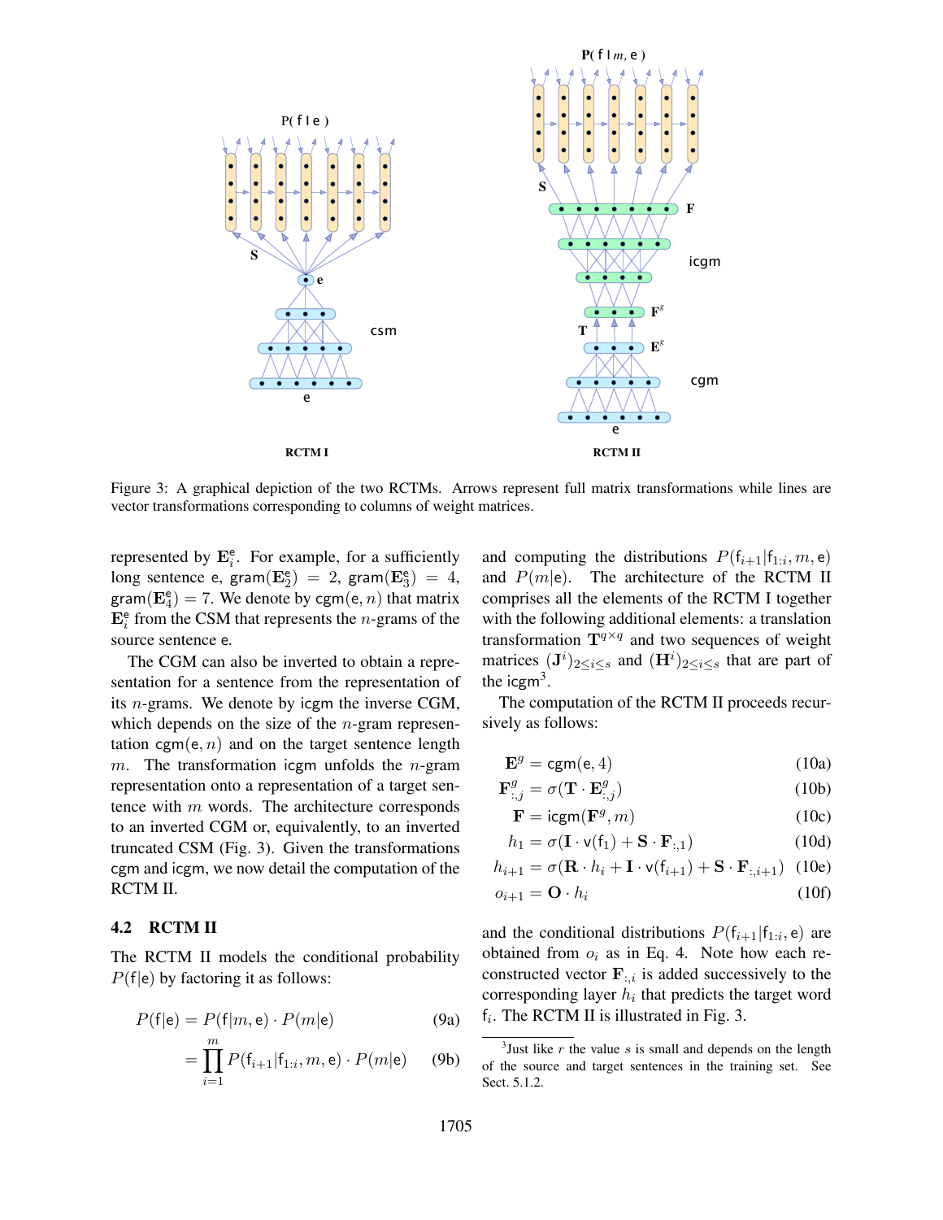Figure 3: A graphical depiction of the two RCTMs. Arrows represent full matrix transformations while lines are vector transformations corresponding to columns of weight matrices.

represented by $\mathbf{E}^{\mathsf{e}}_i$. For example, for a sufficiently long sentence e, $\mathsf{gram}(\mathbf{E}^{\mathsf{e}}_2) = 2$, $\mathsf{gram}(\mathbf{E}^{\mathsf{e}}_3) = 4$, $\mathsf{gram}(\mathbf{E}^{\mathsf{e}}_4) = 7$. We denote by $\mathsf{cgm}(\mathsf{e}, n)$ that matrix $\mathbf{E}^{\mathsf{e}}_i$ from the CSM that represents the $n$-grams of the source sentence e.

The CGM can also be inverted to obtain a representation for a sentence from the representation of its $n$-grams. We denote by icgm the inverse CGM, which depends on the size of the $n$-gram representation $\mathsf{cgm}(\mathsf{e}, n)$ and on the target sentence length $m$. The transformation icgm unfolds the $n$-gram representation onto a representation of a target sentence with $m$ words. The architecture corresponds to an inverted CGM or, equivalently, to an inverted truncated CSM (Fig. 3). Given the transformations cgm and icgm, we now detail the computation of the RCTM II.

## 4.2 RCTM II

The RCTM II models the conditional probability $P(\mathsf{f}|\mathsf{e})$ by factoring it as follows:

$$P(\mathsf{f}|\mathsf{e}) = P(\mathsf{f}|m, \mathsf{e}) \cdot P(m|\mathsf{e}) \tag{9a}$$

$$= \prod_{i=1}^{m} P(\mathsf{f}_{i+1}|\mathsf{f}_{1:i}, m, \mathsf{e}) \cdot P(m|\mathsf{e}) \tag{9b}$$

and computing the distributions $P(\mathsf{f}_{i+1}|\mathsf{f}_{1:i}, m, \mathsf{e})$ and $P(m|\mathsf{e})$. The architecture of the RCTM II comprises all the elements of the RCTM I together with the following additional elements: a translation transformation $\mathbf{T}^{q \times q}$ and two sequences of weight matrices $(\mathbf{J}^i)_{2 \leq i \leq s}$ and $(\mathbf{H}^i)_{2 \leq i \leq s}$ that are part of the icgm[3].

The computation of the RCTM II proceeds recursively as follows:

$$\mathbf{E}^g = \mathsf{cgm}(\mathsf{e}, 4) \tag{10a}$$

$$\mathbf{F}^g_{:,j} = \sigma(\mathbf{T} \cdot \mathbf{E}^g_{:,j}) \tag{10b}$$

$$\mathbf{F} = \mathsf{icgm}(\mathbf{F}^g, m) \tag{10c}$$

$$h_1 = \sigma(\mathbf{I} \cdot \mathsf{v}(\mathsf{f}_1) + \mathbf{S} \cdot \mathbf{F}_{:,1}) \tag{10d}$$

$$h_{i+1} = \sigma(\mathbf{R} \cdot h_i + \mathbf{I} \cdot \mathsf{v}(\mathsf{f}_{i+1}) + \mathbf{S} \cdot \mathbf{F}_{:,i+1}) \tag{10e}$$

$$o_{i+1} = \mathbf{O} \cdot h_i \tag{10f}$$

and the conditional distributions $P(\mathsf{f}_{i+1}|\mathsf{f}_{1:i}, \mathsf{e})$ are obtained from $o_i$ as in Eq. 4. Note how each reconstructed vector $\mathbf{F}_{:,i}$ is added successively to the corresponding layer $h_i$ that predicts the target word $\mathsf{f}_i$. The RCTM II is illustrated in Fig. 3.

[3] Just like $r$ the value $s$ is small and depends on the length of the source and target sentences in the training set. See Sect. 5.1.2.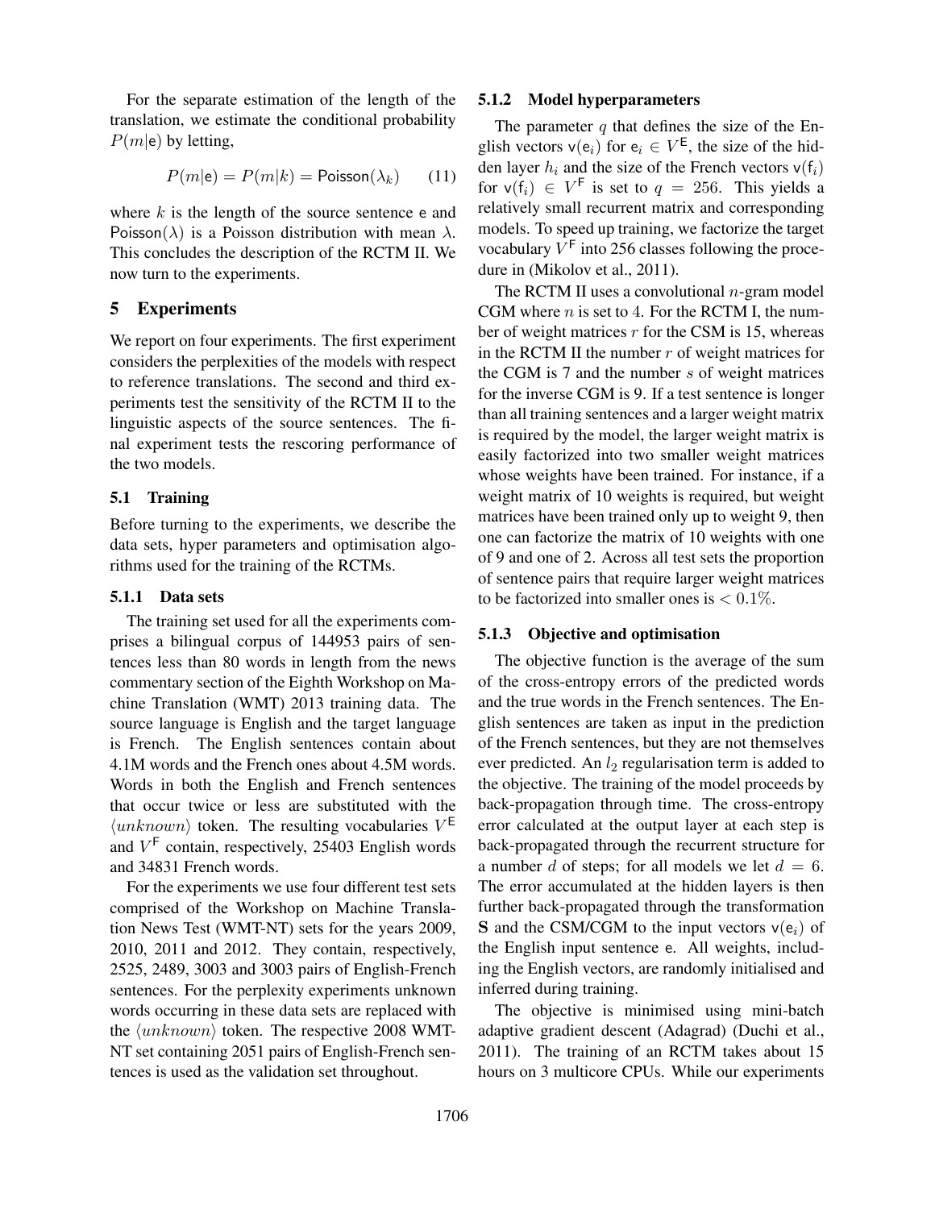For the separate estimation of the length of the translation, we estimate the conditional probability $P(m|\mathsf{e})$ by letting,

$$P(m|\mathsf{e}) = P(m|k) = \mathsf{Poisson}(\lambda_k) \quad (11)$$

where $k$ is the length of the source sentence $\mathsf{e}$ and $\mathsf{Poisson}(\lambda)$ is a Poisson distribution with mean $\lambda$. This concludes the description of the RCTM II. We now turn to the experiments.

## 5 Experiments

We report on four experiments. The first experiment considers the perplexities of the models with respect to reference translations. The second and third experiments test the sensitivity of the RCTM II to the linguistic aspects of the source sentences. The final experiment tests the rescoring performance of the two models.

### 5.1 Training

Before turning to the experiments, we describe the data sets, hyper parameters and optimisation algorithms used for the training of the RCTMs.

#### 5.1.1 Data sets

The training set used for all the experiments comprises a bilingual corpus of 144953 pairs of sentences less than 80 words in length from the news commentary section of the Eighth Workshop on Machine Translation (WMT) 2013 training data. The source language is English and the target language is French. The English sentences contain about 4.1M words and the French ones about 4.5M words. Words in both the English and French sentences that occur twice or less are substituted with the $\langle unknown \rangle$ token. The resulting vocabularies $V^{\mathsf{E}}$ and $V^{\mathsf{F}}$ contain, respectively, 25403 English words and 34831 French words.

For the experiments we use four different test sets comprised of the Workshop on Machine Translation News Test (WMT-NT) sets for the years 2009, 2010, 2011 and 2012. They contain, respectively, 2525, 2489, 3003 and 3003 pairs of English-French sentences. For the perplexity experiments unknown words occurring in these data sets are replaced with the $\langle unknown \rangle$ token. The respective 2008 WMT-NT set containing 2051 pairs of English-French sentences is used as the validation set throughout.

#### 5.1.2 Model hyperparameters

The parameter $q$ that defines the size of the English vectors $\mathsf{v}(\mathsf{e}_i)$ for $\mathsf{e}_i \in V^{\mathsf{E}}$, the size of the hidden layer $h_i$ and the size of the French vectors $\mathsf{v}(\mathsf{f}_i)$ for $\mathsf{v}(\mathsf{f}_i) \in V^{\mathsf{F}}$ is set to $q = 256$. This yields a relatively small recurrent matrix and corresponding models. To speed up training, we factorize the target vocabulary $V^{\mathsf{F}}$ into 256 classes following the procedure in (Mikolov et al., 2011).

The RCTM II uses a convolutional $n$-gram model CGM where $n$ is set to 4. For the RCTM I, the number of weight matrices $r$ for the CSM is 15, whereas in the RCTM II the number $r$ of weight matrices for the CGM is 7 and the number $s$ of weight matrices for the inverse CGM is 9. If a test sentence is longer than all training sentences and a larger weight matrix is required by the model, the larger weight matrix is easily factorized into two smaller weight matrices whose weights have been trained. For instance, if a weight matrix of 10 weights is required, but weight matrices have been trained only up to weight 9, then one can factorize the matrix of 10 weights with one of 9 and one of 2. Across all test sets the proportion of sentence pairs that require larger weight matrices to be factorized into smaller ones is $< 0.1\%$.

#### 5.1.3 Objective and optimisation

The objective function is the average of the sum of the cross-entropy errors of the predicted words and the true words in the French sentences. The English sentences are taken as input in the prediction of the French sentences, but they are not themselves ever predicted. An $l_2$ regularisation term is added to the objective. The training of the model proceeds by back-propagation through time. The cross-entropy error calculated at the output layer at each step is back-propagated through the recurrent structure for a number $d$ of steps; for all models we let $d = 6$. The error accumulated at the hidden layers is then further back-propagated through the transformation $\mathbf{S}$ and the CSM/CGM to the input vectors $\mathsf{v}(\mathsf{e}_i)$ of the English input sentence $\mathsf{e}$. All weights, including the English vectors, are randomly initialised and inferred during training.

The objective is minimised using mini-batch adaptive gradient descent (Adagrad) (Duchi et al., 2011). The training of an RCTM takes about 15 hours on 3 multicore CPUs. While our experiments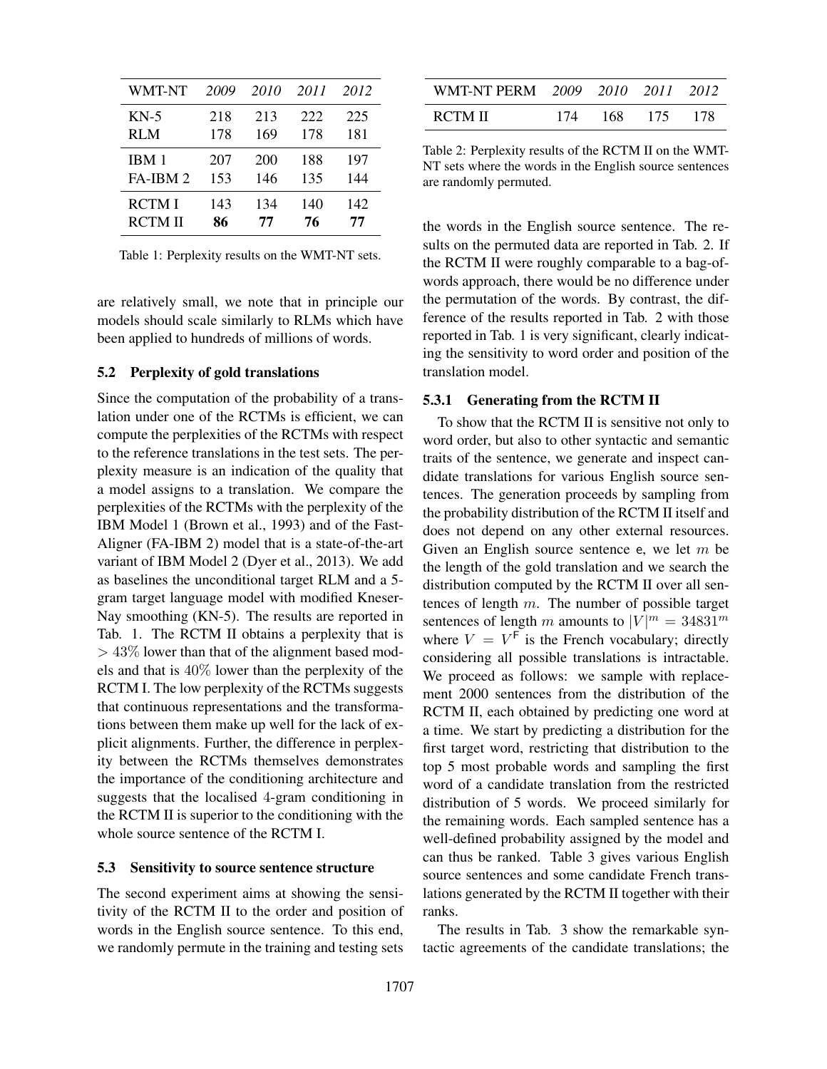| WMT-NT | *2009* | *2010* | *2011* | *2012* |
|---|---|---|---|---|
| KN-5 | 218 | 213 | 222 | 225 |
| RLM | 178 | 169 | 178 | 181 |
| IBM 1 | 207 | 200 | 188 | 197 |
| FA-IBM 2 | 153 | 146 | 135 | 144 |
| RCTM I | 143 | 134 | 140 | 142 |
| RCTM II | **86** | **77** | **76** | **77** |

Table 1: Perplexity results on the WMT-NT sets.

are relatively small, we note that in principle our models should scale similarly to RLMs which have been applied to hundreds of millions of words.

### 5.2 Perplexity of gold translations

Since the computation of the probability of a translation under one of the RCTMs is efficient, we can compute the perplexities of the RCTMs with respect to the reference translations in the test sets. The perplexity measure is an indication of the quality that a model assigns to a translation. We compare the perplexities of the RCTMs with the perplexity of the IBM Model 1 (Brown et al., 1993) and of the Fast-Aligner (FA-IBM 2) model that is a state-of-the-art variant of IBM Model 2 (Dyer et al., 2013). We add as baselines the unconditional target RLM and a 5-gram target language model with modified Kneser-Nay smoothing (KN-5). The results are reported in Tab. 1. The RCTM II obtains a perplexity that is $> 43\%$ lower than that of the alignment based models and that is $40\%$ lower than the perplexity of the RCTM I. The low perplexity of the RCTMs suggests that continuous representations and the transformations between them make up well for the lack of explicit alignments. Further, the difference in perplexity between the RCTMs themselves demonstrates the importance of the conditioning architecture and suggests that the localised $4$-gram conditioning in the RCTM II is superior to the conditioning with the whole source sentence of the RCTM I.

### 5.3 Sensitivity to source sentence structure

The second experiment aims at showing the sensitivity of the RCTM II to the order and position of words in the English source sentence. To this end, we randomly permute in the training and testing sets the words in the English source sentence. The results on the permuted data are reported in Tab. 2. If the RCTM II were roughly comparable to a bag-of-words approach, there would be no difference under the permutation of the words. By contrast, the difference of the results reported in Tab. 2 with those reported in Tab. 1 is very significant, clearly indicating the sensitivity to word order and position of the translation model.

| WMT-NT PERM | *2009* | *2010* | *2011* | *2012* |
|---|---|---|---|---|
| RCTM II | 174 | 168 | 175 | 178 |

Table 2: Perplexity results of the RCTM II on the WMT-NT sets where the words in the English source sentences are randomly permuted.

#### 5.3.1 Generating from the RCTM II

To show that the RCTM II is sensitive not only to word order, but also to other syntactic and semantic traits of the sentence, we generate and inspect candidate translations for various English source sentences. The generation proceeds by sampling from the probability distribution of the RCTM II itself and does not depend on any other external resources. Given an English source sentence $\mathsf{e}$, we let $m$ be the length of the gold translation and we search the distribution computed by the RCTM II over all sentences of length $m$. The number of possible target sentences of length $m$ amounts to $|V|^m = 34831^m$ where $V = V^{\mathsf{F}}$ is the French vocabulary; directly considering all possible translations is intractable. We proceed as follows: we sample with replacement 2000 sentences from the distribution of the RCTM II, each obtained by predicting one word at a time. We start by predicting a distribution for the first target word, restricting that distribution to the top 5 most probable words and sampling the first word of a candidate translation from the restricted distribution of 5 words. We proceed similarly for the remaining words. Each sampled sentence has a well-defined probability assigned by the model and can thus be ranked. Table 3 gives various English source sentences and some candidate French translations generated by the RCTM II together with their ranks.

The results in Tab. 3 show the remarkable syntactic agreements of the candidate translations; the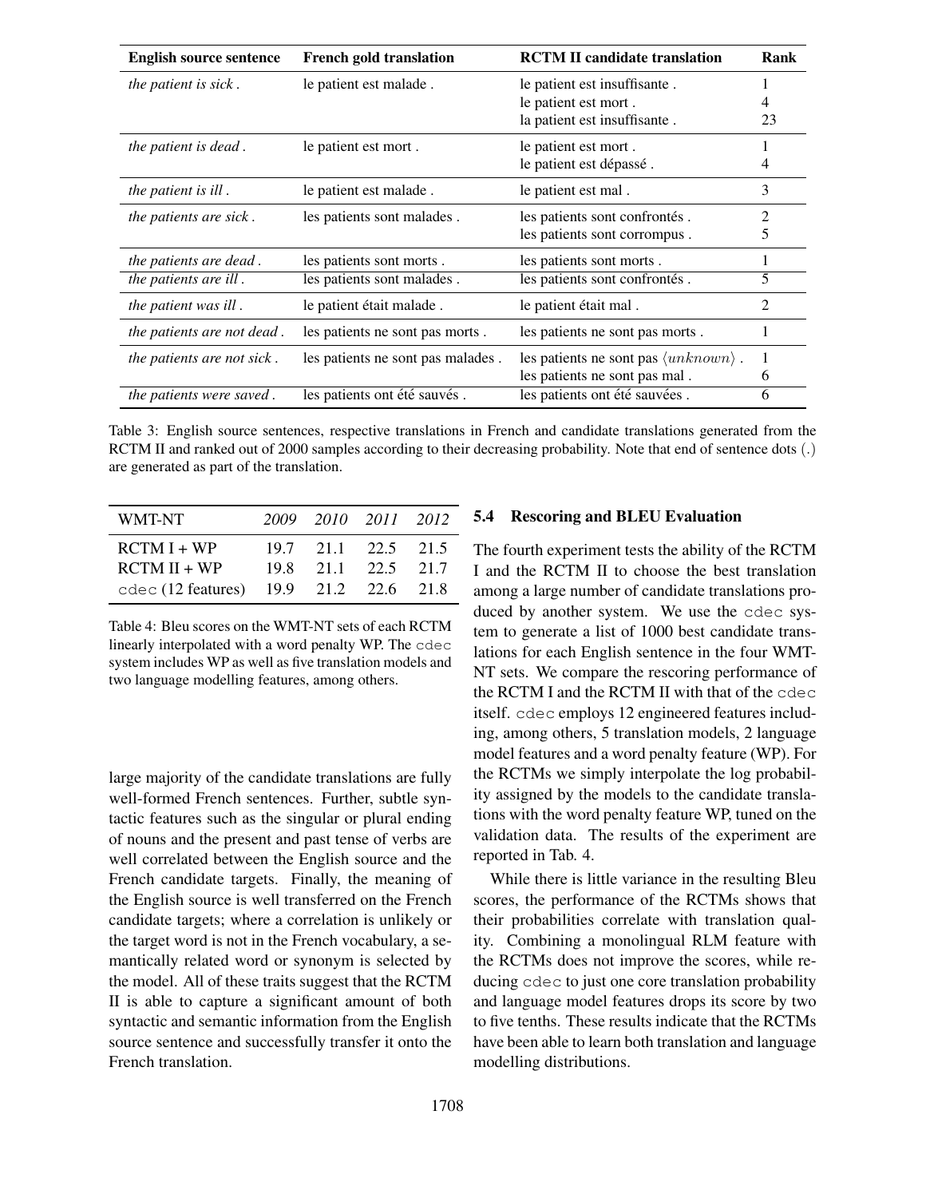| English source sentence | French gold translation | RCTM II candidate translation | Rank |
|---|---|---|---|
| *the patient is sick .* | le patient est malade . | le patient est insuffisante . | 1 |
| | | le patient est mort . | 4 |
| | | la patient est insuffisante . | 23 |
| *the patient is dead .* | le patient est mort . | le patient est mort . | 1 |
| | | le patient est dépassé . | 4 |
| *the patient is ill .* | le patient est malade . | le patient est mal . | 3 |
| *the patients are sick .* | les patients sont malades . | les patients sont confrontés . | 2 |
| | | les patients sont corrompus . | 5 |
| *the patients are dead .* | les patients sont morts . | les patients sont morts . | 1 |
| *the patients are ill .* | les patients sont malades . | les patients sont confrontés . | 5 |
| *the patient was ill .* | le patient était malade . | le patient était mal . | 2 |
| *the patients are not dead .* | les patients ne sont pas morts . | les patients ne sont pas morts . | 1 |
| *the patients are not sick .* | les patients ne sont pas malades . | les patients ne sont pas $\langle unknown \rangle$ . | 1 |
| | | les patients ne sont pas mal . | 6 |
| *the patients were saved .* | les patients ont été sauvés . | les patients ont été sauvées . | 6 |

Table 3: English source sentences, respective translations in French and candidate translations generated from the RCTM II and ranked out of 2000 samples according to their decreasing probability. Note that end of sentence dots (.) are generated as part of the translation.

| WMT-NT | *2009* | *2010* | *2011* | *2012* |
|---|---|---|---|---|
| RCTM I + WP | 19.7 | 21.1 | 22.5 | 21.5 |
| RCTM II + WP | 19.8 | 21.1 | 22.5 | 21.7 |
| cdec (12 features) | 19.9 | 21.2 | 22.6 | 21.8 |

Table 4: Bleu scores on the WMT-NT sets of each RCTM linearly interpolated with a word penalty WP. The cdec system includes WP as well as five translation models and two language modelling features, among others.

large majority of the candidate translations are fully well-formed French sentences. Further, subtle syntactic features such as the singular or plural ending of nouns and the present and past tense of verbs are well correlated between the English source and the French candidate targets. Finally, the meaning of the English source is well transferred on the French candidate targets; where a correlation is unlikely or the target word is not in the French vocabulary, a semantically related word or synonym is selected by the model. All of these traits suggest that the RCTM II is able to capture a significant amount of both syntactic and semantic information from the English source sentence and successfully transfer it onto the French translation.

### 5.4 Rescoring and BLEU Evaluation

The fourth experiment tests the ability of the RCTM I and the RCTM II to choose the best translation among a large number of candidate translations produced by another system. We use the cdec system to generate a list of 1000 best candidate translations for each English sentence in the four WMT-NT sets. We compare the rescoring performance of the RCTM I and the RCTM II with that of the cdec itself. cdec employs 12 engineered features including, among others, 5 translation models, 2 language model features and a word penalty feature (WP). For the RCTMs we simply interpolate the log probability assigned by the models to the candidate translations with the word penalty feature WP, tuned on the validation data. The results of the experiment are reported in Tab. 4.

While there is little variance in the resulting Bleu scores, the performance of the RCTMs shows that their probabilities correlate with translation quality. Combining a monolingual RLM feature with the RCTMs does not improve the scores, while reducing cdec to just one core translation probability and language model features drops its score by two to five tenths. These results indicate that the RCTMs have been able to learn both translation and language modelling distributions.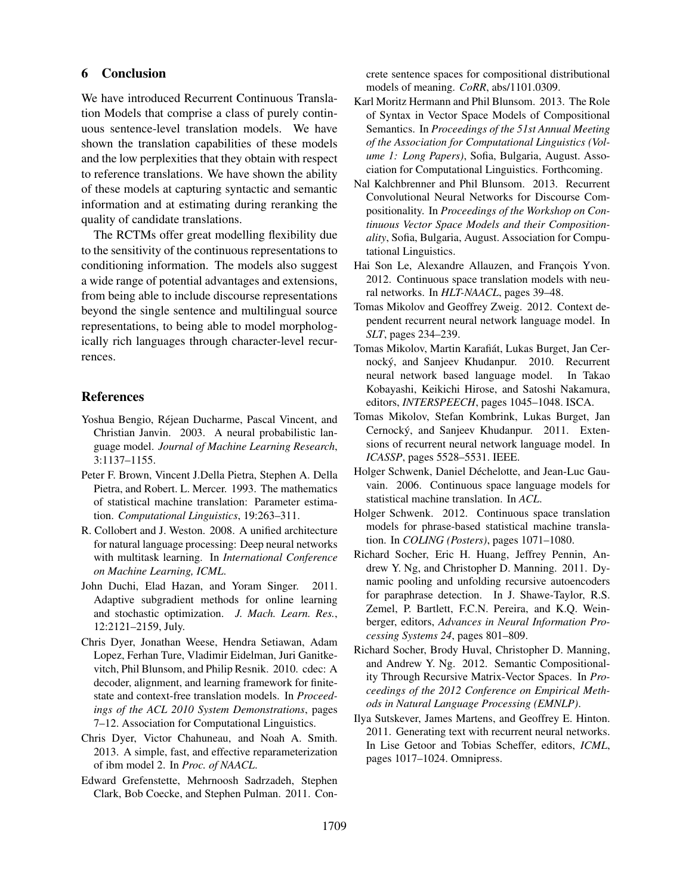## 6 Conclusion

We have introduced Recurrent Continuous Translation Models that comprise a class of purely continuous sentence-level translation models. We have shown the translation capabilities of these models and the low perplexities that they obtain with respect to reference translations. We have shown the ability of these models at capturing syntactic and semantic information and at estimating during reranking the quality of candidate translations.

The RCTMs offer great modelling flexibility due to the sensitivity of the continuous representations to conditioning information. The models also suggest a wide range of potential advantages and extensions, from being able to include discourse representations beyond the single sentence and multilingual source representations, to being able to model morphologically rich languages through character-level recurrences.

## References

Yoshua Bengio, Réjean Ducharme, Pascal Vincent, and Christian Janvin. 2003. A neural probabilistic language model. *Journal of Machine Learning Research*, 3:1137–1155.

Peter F. Brown, Vincent J.Della Pietra, Stephen A. Della Pietra, and Robert. L. Mercer. 1993. The mathematics of statistical machine translation: Parameter estimation. *Computational Linguistics*, 19:263–311.

R. Collobert and J. Weston. 2008. A unified architecture for natural language processing: Deep neural networks with multitask learning. In *International Conference on Machine Learning, ICML*.

John Duchi, Elad Hazan, and Yoram Singer. 2011. Adaptive subgradient methods for online learning and stochastic optimization. *J. Mach. Learn. Res.*, 12:2121–2159, July.

Chris Dyer, Jonathan Weese, Hendra Setiawan, Adam Lopez, Ferhan Ture, Vladimir Eidelman, Juri Ganitkevitch, Phil Blunsom, and Philip Resnik. 2010. cdec: A decoder, alignment, and learning framework for finite-state and context-free translation models. In *Proceedings of the ACL 2010 System Demonstrations*, pages 7–12. Association for Computational Linguistics.

Chris Dyer, Victor Chahuneau, and Noah A. Smith. 2013. A simple, fast, and effective reparameterization of ibm model 2. In *Proc. of NAACL*.

Edward Grefenstette, Mehrnoosh Sadrzadeh, Stephen Clark, Bob Coecke, and Stephen Pulman. 2011. Concrete sentence spaces for compositional distributional models of meaning. *CoRR*, abs/1101.0309.

Karl Moritz Hermann and Phil Blunsom. 2013. The Role of Syntax in Vector Space Models of Compositional Semantics. In *Proceedings of the 51st Annual Meeting of the Association for Computational Linguistics (Volume 1: Long Papers)*, Sofia, Bulgaria, August. Association for Computational Linguistics. Forthcoming.

Nal Kalchbrenner and Phil Blunsom. 2013. Recurrent Convolutional Neural Networks for Discourse Compositionality. In *Proceedings of the Workshop on Continuous Vector Space Models and their Compositionality*, Sofia, Bulgaria, August. Association for Computational Linguistics.

Hai Son Le, Alexandre Allauzen, and François Yvon. 2012. Continuous space translation models with neural networks. In *HLT-NAACL*, pages 39–48.

Tomas Mikolov and Geoffrey Zweig. 2012. Context dependent recurrent neural network language model. In *SLT*, pages 234–239.

Tomas Mikolov, Martin Karafiát, Lukas Burget, Jan Cernocký, and Sanjeev Khudanpur. 2010. Recurrent neural network based language model. In Takao Kobayashi, Keikichi Hirose, and Satoshi Nakamura, editors, *INTERSPEECH*, pages 1045–1048. ISCA.

Tomas Mikolov, Stefan Kombrink, Lukas Burget, Jan Cernocký, and Sanjeev Khudanpur. 2011. Extensions of recurrent neural network language model. In *ICASSP*, pages 5528–5531. IEEE.

Holger Schwenk, Daniel Déchelotte, and Jean-Luc Gauvain. 2006. Continuous space language models for statistical machine translation. In *ACL*.

Holger Schwenk. 2012. Continuous space translation models for phrase-based statistical machine translation. In *COLING (Posters)*, pages 1071–1080.

Richard Socher, Eric H. Huang, Jeffrey Pennin, Andrew Y. Ng, and Christopher D. Manning. 2011. Dynamic pooling and unfolding recursive autoencoders for paraphrase detection. In J. Shawe-Taylor, R.S. Zemel, P. Bartlett, F.C.N. Pereira, and K.Q. Weinberger, editors, *Advances in Neural Information Processing Systems 24*, pages 801–809.

Richard Socher, Brody Huval, Christopher D. Manning, and Andrew Y. Ng. 2012. Semantic Compositionality Through Recursive Matrix-Vector Spaces. In *Proceedings of the 2012 Conference on Empirical Methods in Natural Language Processing (EMNLP)*.

Ilya Sutskever, James Martens, and Geoffrey E. Hinton. 2011. Generating text with recurrent neural networks. In Lise Getoor and Tobias Scheffer, editors, *ICML*, pages 1017–1024. Omnipress.